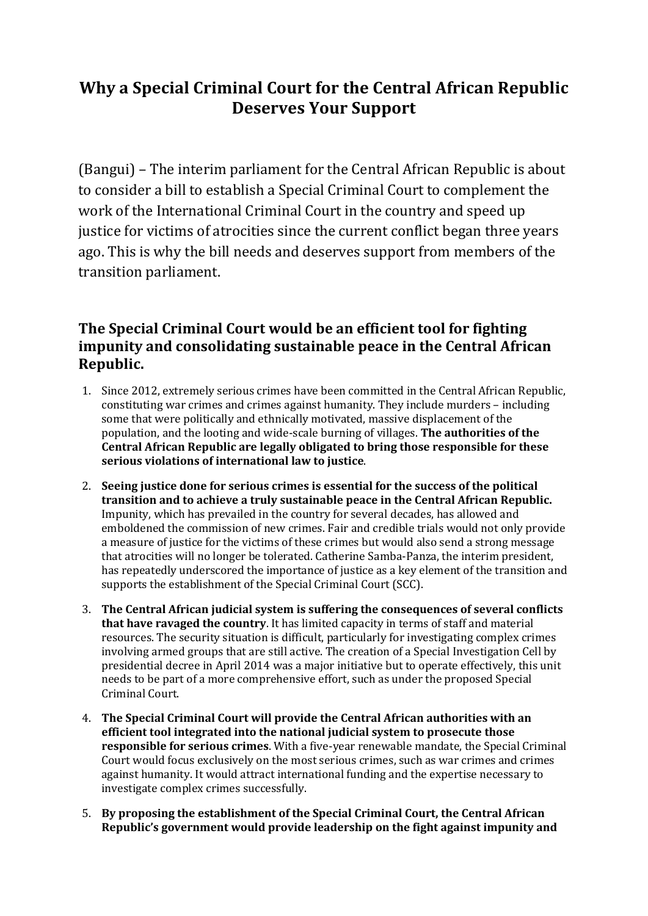# Why a Special Criminal Court for the Central African Republic Deserves Your Support

(Bangui) – The interim parliament for the Central African Republic is about to consider a bill to establish a Special Criminal Court to complement the work of the International Criminal Court in the country and speed up justice for victims of atrocities since the current conflict began three years ago. This is why the bill needs and deserves support from members of the transition parliament.

## The Special Criminal Court would be an efficient tool for fighting impunity and consolidating sustainable peace in the Central African Republic.

1. Since 2012, extremely serious crimes have been committed in the Central African Republic, constituting war crimes and crimes against humanity. They include murders – including some that were politically and ethnically motivated, massive displacement of the population, and the looting and wide-scale burning of villages. **The authorities of the Central African Republic are legally obligated to bring those responsible for these serious violations of international law to justice**.
2. **Seeing justice done for serious crimes is essential for the success of the political transition and to achieve a truly sustainable peace in the Central African Republic.** Impunity, which has prevailed in the country for several decades, has allowed and emboldened the commission of new crimes. Fair and credible trials would not only provide a measure of justice for the victims of these crimes but would also send a strong message that atrocities will no longer be tolerated. Catherine Samba-Panza, the interim president, has repeatedly underscored the importance of justice as a key element of the transition and supports the establishment of the Special Criminal Court (SCC).
3. **The Central African judicial system is suffering the consequences of several conflicts that have ravaged the country**. It has limited capacity in terms of staff and material resources. The security situation is difficult, particularly for investigating complex crimes involving armed groups that are still active. The creation of a Special Investigation Cell by presidential decree in April 2014 was a major initiative but to operate effectively, this unit needs to be part of a more comprehensive effort, such as under the proposed Special Criminal Court.
4. **The Special Criminal Court will provide the Central African authorities with an efficient tool integrated into the national judicial system to prosecute those responsible for serious crimes**. With a five-year renewable mandate, the Special Criminal Court would focus exclusively on the most serious crimes, such as war crimes and crimes against humanity. It would attract international funding and the expertise necessary to investigate complex crimes successfully.
5. **By proposing the establishment of the Special Criminal Court, the Central African Republic's government would provide leadership on the fight against impunity and**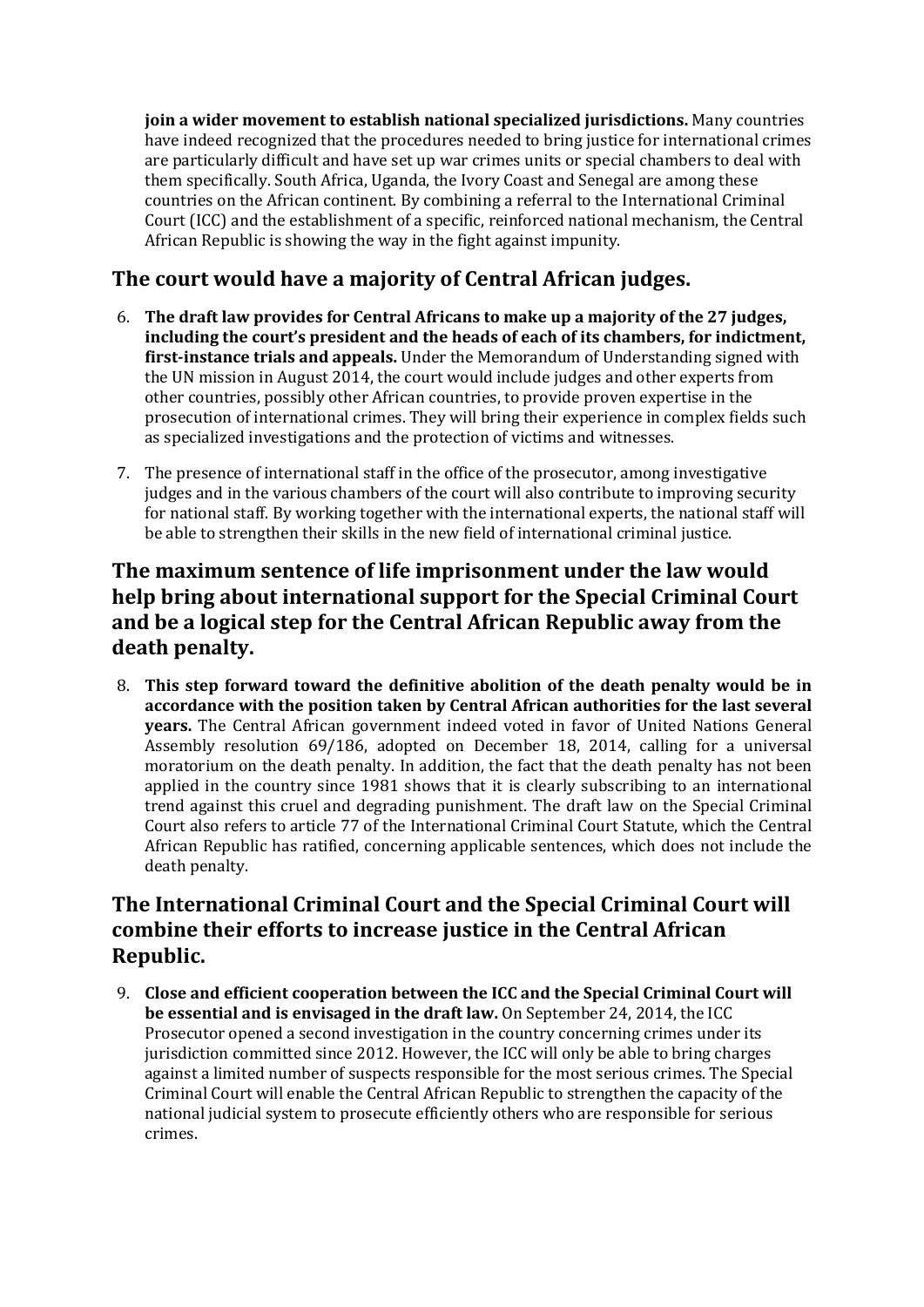**join a wider movement to establish national specialized jurisdictions.** Many countries have indeed recognized that the procedures needed to bring justice for international crimes are particularly difficult and have set up war crimes units or special chambers to deal with them specifically. South Africa, Uganda, the Ivory Coast and Senegal are among these countries on the African continent. By combining a referral to the International Criminal Court (ICC) and the establishment of a specific, reinforced national mechanism, the Central African Republic is showing the way in the fight against impunity.

## The court would have a majority of Central African judges.

6. **The draft law provides for Central Africans to make up a majority of the 27 judges, including the court's president and the heads of each of its chambers, for indictment, first-instance trials and appeals.** Under the Memorandum of Understanding signed with the UN mission in August 2014, the court would include judges and other experts from other countries, possibly other African countries, to provide proven expertise in the prosecution of international crimes. They will bring their experience in complex fields such as specialized investigations and the protection of victims and witnesses.

7. The presence of international staff in the office of the prosecutor, among investigative judges and in the various chambers of the court will also contribute to improving security for national staff. By working together with the international experts, the national staff will be able to strengthen their skills in the new field of international criminal justice.

## The maximum sentence of life imprisonment under the law would help bring about international support for the Special Criminal Court and be a logical step for the Central African Republic away from the death penalty.

8. **This step forward toward the definitive abolition of the death penalty would be in accordance with the position taken by Central African authorities for the last several years.** The Central African government indeed voted in favor of United Nations General Assembly resolution 69/186, adopted on December 18, 2014, calling for a universal moratorium on the death penalty. In addition, the fact that the death penalty has not been applied in the country since 1981 shows that it is clearly subscribing to an international trend against this cruel and degrading punishment. The draft law on the Special Criminal Court also refers to article 77 of the International Criminal Court Statute, which the Central African Republic has ratified, concerning applicable sentences, which does not include the death penalty.

## The International Criminal Court and the Special Criminal Court will combine their efforts to increase justice in the Central African Republic.

9. **Close and efficient cooperation between the ICC and the Special Criminal Court will be essential and is envisaged in the draft law.** On September 24, 2014, the ICC Prosecutor opened a second investigation in the country concerning crimes under its jurisdiction committed since 2012. However, the ICC will only be able to bring charges against a limited number of suspects responsible for the most serious crimes. The Special Criminal Court will enable the Central African Republic to strengthen the capacity of the national judicial system to prosecute efficiently others who are responsible for serious crimes.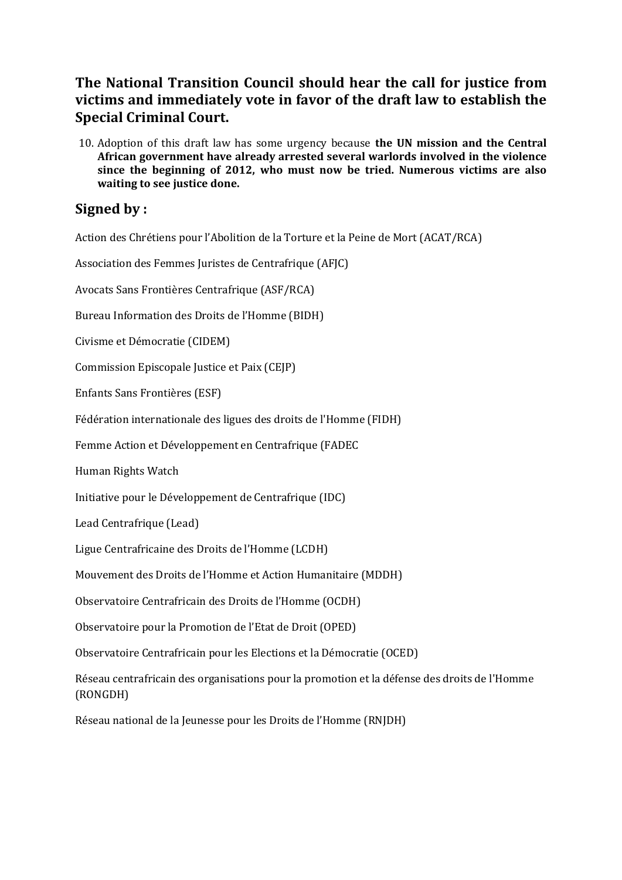## The National Transition Council should hear the call for justice from victims and immediately vote in favor of the draft law to establish the Special Criminal Court.

10. Adoption of this draft law has some urgency because **the UN mission and the Central African government have already arrested several warlords involved in the violence since the beginning of 2012, who must now be tried. Numerous victims are also waiting to see justice done.**

## Signed by :

Action des Chrétiens pour l'Abolition de la Torture et la Peine de Mort (ACAT/RCA)

Association des Femmes Juristes de Centrafrique (AFJC)

Avocats Sans Frontières Centrafrique (ASF/RCA)

Bureau Information des Droits de l'Homme (BIDH)

Civisme et Démocratie (CIDEM)

Commission Episcopale Justice et Paix (CEJP)

Enfants Sans Frontières (ESF)

Fédération internationale des ligues des droits de l'Homme (FIDH)

Femme Action et Développement en Centrafrique (FADEC

Human Rights Watch

Initiative pour le Développement de Centrafrique (IDC)

Lead Centrafrique (Lead)

Ligue Centrafricaine des Droits de l'Homme (LCDH)

Mouvement des Droits de l'Homme et Action Humanitaire (MDDH)

Observatoire Centrafricain des Droits de l'Homme (OCDH)

Observatoire pour la Promotion de l'Etat de Droit (OPED)

Observatoire Centrafricain pour les Elections et la Démocratie (OCED)

Réseau centrafricain des organisations pour la promotion et la défense des droits de l'Homme (RONGDH)

Réseau national de la Jeunesse pour les Droits de l'Homme (RNJDH)